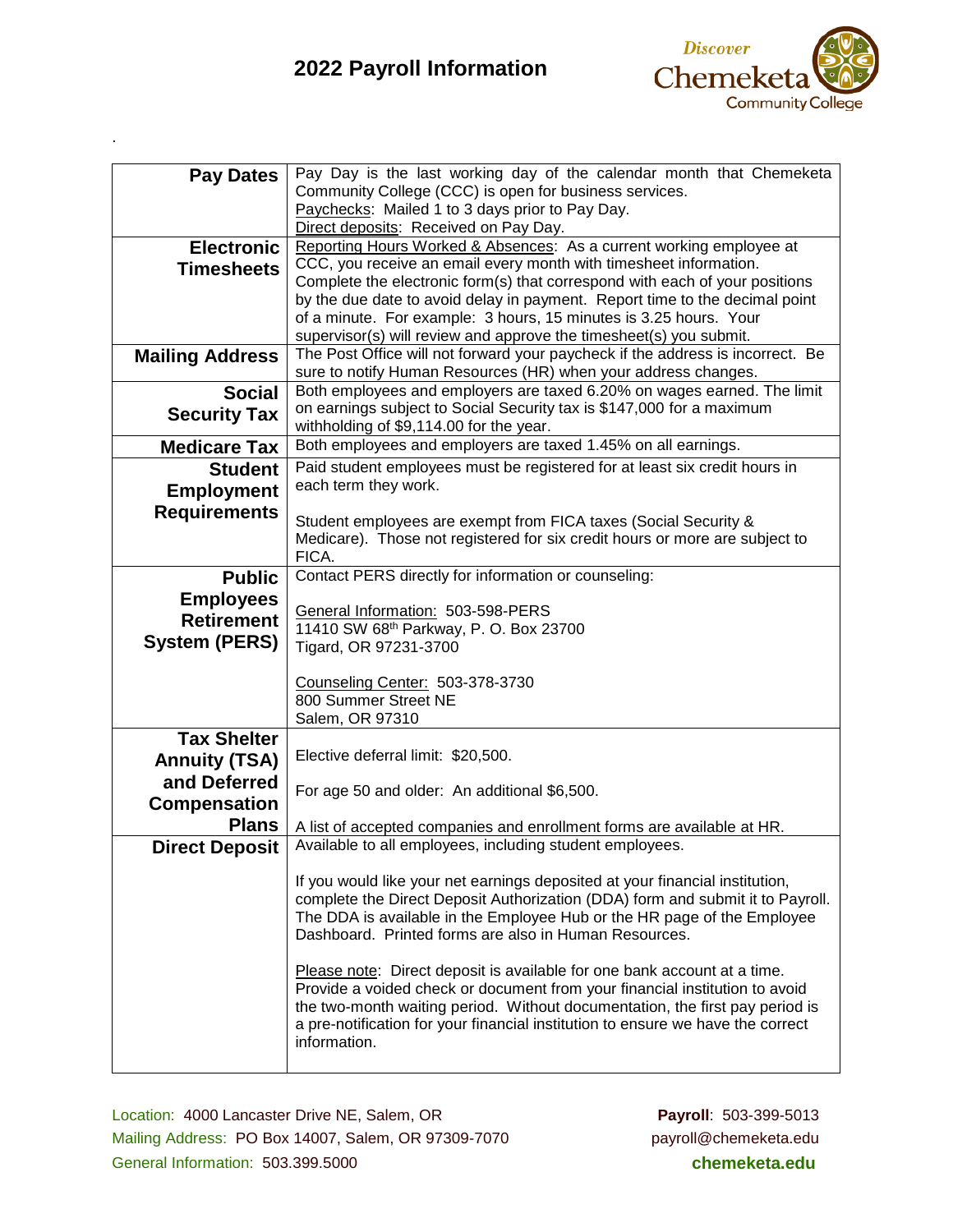# 2022 Payroll Information

.

| | |
|---|---|
| **Pay Dates** | Pay Day is the last working day of the calendar month that Chemeketa Community College (CCC) is open for business services.<br>Paychecks: Mailed 1 to 3 days prior to Pay Day.<br>Direct deposits: Received on Pay Day. |
| **Electronic Timesheets** | Reporting Hours Worked & Absences: As a current working employee at CCC, you receive an email every month with timesheet information. Complete the electronic form(s) that correspond with each of your positions by the due date to avoid delay in payment. Report time to the decimal point of a minute. For example: 3 hours, 15 minutes is 3.25 hours. Your supervisor(s) will review and approve the timesheet(s) you submit. |
| **Mailing Address** | The Post Office will not forward your paycheck if the address is incorrect. Be sure to notify Human Resources (HR) when your address changes. |
| **Social Security Tax** | Both employees and employers are taxed 6.20% on wages earned. The limit on earnings subject to Social Security tax is $147,000 for a maximum withholding of $9,114.00 for the year. |
| **Medicare Tax** | Both employees and employers are taxed 1.45% on all earnings. |
| **Student Employment Requirements** | Paid student employees must be registered for at least six credit hours in each term they work.<br><br>Student employees are exempt from FICA taxes (Social Security & Medicare). Those not registered for six credit hours or more are subject to FICA. |
| **Public Employees Retirement System (PERS)** | Contact PERS directly for information or counseling:<br><br>General Information: 503-598-PERS<br>11410 SW 68th Parkway, P. O. Box 23700<br>Tigard, OR 97231-3700<br><br>Counseling Center: 503-378-3730<br>800 Summer Street NE<br>Salem, OR 97310 |
| **Tax Shelter Annuity (TSA) and Deferred Compensation Plans** | Elective deferral limit: $20,500.<br><br>For age 50 and older: An additional $6,500.<br><br>A list of accepted companies and enrollment forms are available at HR. |
| **Direct Deposit** | Available to all employees, including student employees.<br><br>If you would like your net earnings deposited at your financial institution, complete the Direct Deposit Authorization (DDA) form and submit it to Payroll. The DDA is available in the Employee Hub or the HR page of the Employee Dashboard. Printed forms are also in Human Resources.<br><br>Please note: Direct deposit is available for one bank account at a time. Provide a voided check or document from your financial institution to avoid the two-month waiting period. Without documentation, the first pay period is a pre-notification for your financial institution to ensure we have the correct information. |

Location: 4000 Lancaster Drive NE, Salem, OR
Mailing Address: PO Box 14007, Salem, OR 97309-7070
General Information: 503.399.5000

**Payroll**: 503-399-5013
payroll@chemeketa.edu
**chemeketa.edu**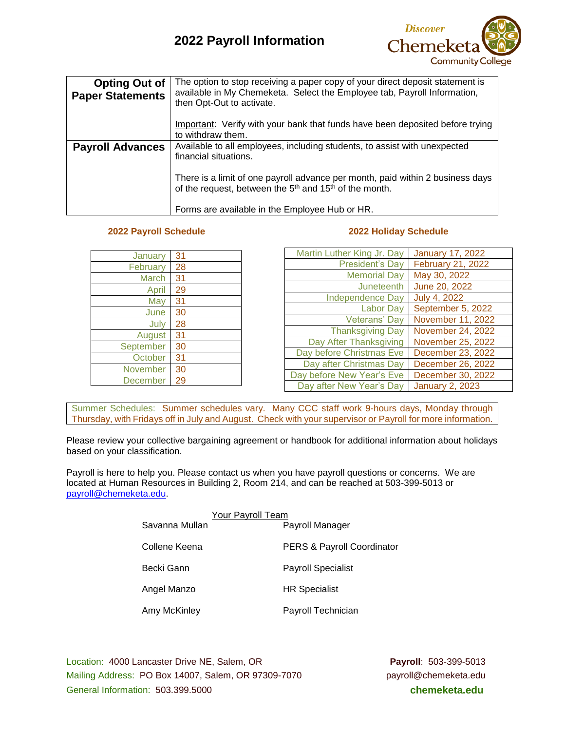# 2022 Payroll Information

| | |
|---|---|
| **Opting Out of Paper Statements** | The option to stop receiving a paper copy of your direct deposit statement is available in My Chemeketa. Select the Employee tab, Payroll Information, then Opt-Out to activate.<br><br>Important: Verify with your bank that funds have been deposited before trying to withdraw them. |
| **Payroll Advances** | Available to all employees, including students, to assist with unexpected financial situations.<br><br>There is a limit of one payroll advance per month, paid within 2 business days of the request, between the 5th and 15th of the month.<br><br>Forms are available in the Employee Hub or HR. |

## 2022 Payroll Schedule

| | |
|---|---|
| January | 31 |
| February | 28 |
| March | 31 |
| April | 29 |
| May | 31 |
| June | 30 |
| July | 28 |
| August | 31 |
| September | 30 |
| October | 31 |
| November | 30 |
| December | 29 |

## 2022 Holiday Schedule

| | |
|---|---|
| Martin Luther King Jr. Day | January 17, 2022 |
| President's Day | February 21, 2022 |
| Memorial Day | May 30, 2022 |
| Juneteenth | June 20, 2022 |
| Independence Day | July 4, 2022 |
| Labor Day | September 5, 2022 |
| Veterans' Day | November 11, 2022 |
| Thanksgiving Day | November 24, 2022 |
| Day After Thanksgiving | November 25, 2022 |
| Day before Christmas Eve | December 23, 2022 |
| Day after Christmas Day | December 26, 2022 |
| Day before New Year's Eve | December 30, 2022 |
| Day after New Year's Day | January 2, 2023 |

Summer Schedules: Summer schedules vary. Many CCC staff work 9-hours days, Monday through Thursday, with Fridays off in July and August. Check with your supervisor or Payroll for more information.

Please review your collective bargaining agreement or handbook for additional information about holidays based on your classification.

Payroll is here to help you. Please contact us when you have payroll questions or concerns. We are located at Human Resources in Building 2, Room 214, and can be reached at 503-399-5013 or payroll@chemeketa.edu.

**Your Payroll Team**

| | |
|---|---|
| Savanna Mullan | Payroll Manager |
| Collene Keena | PERS & Payroll Coordinator |
| Becki Gann | Payroll Specialist |
| Angel Manzo | HR Specialist |
| Amy McKinley | Payroll Technician |

Location: 4000 Lancaster Drive NE, Salem, OR
Mailing Address: PO Box 14007, Salem, OR 97309-7070
General Information: 503.399.5000

**Payroll**: 503-399-5013
payroll@chemeketa.edu
**chemeketa.edu**